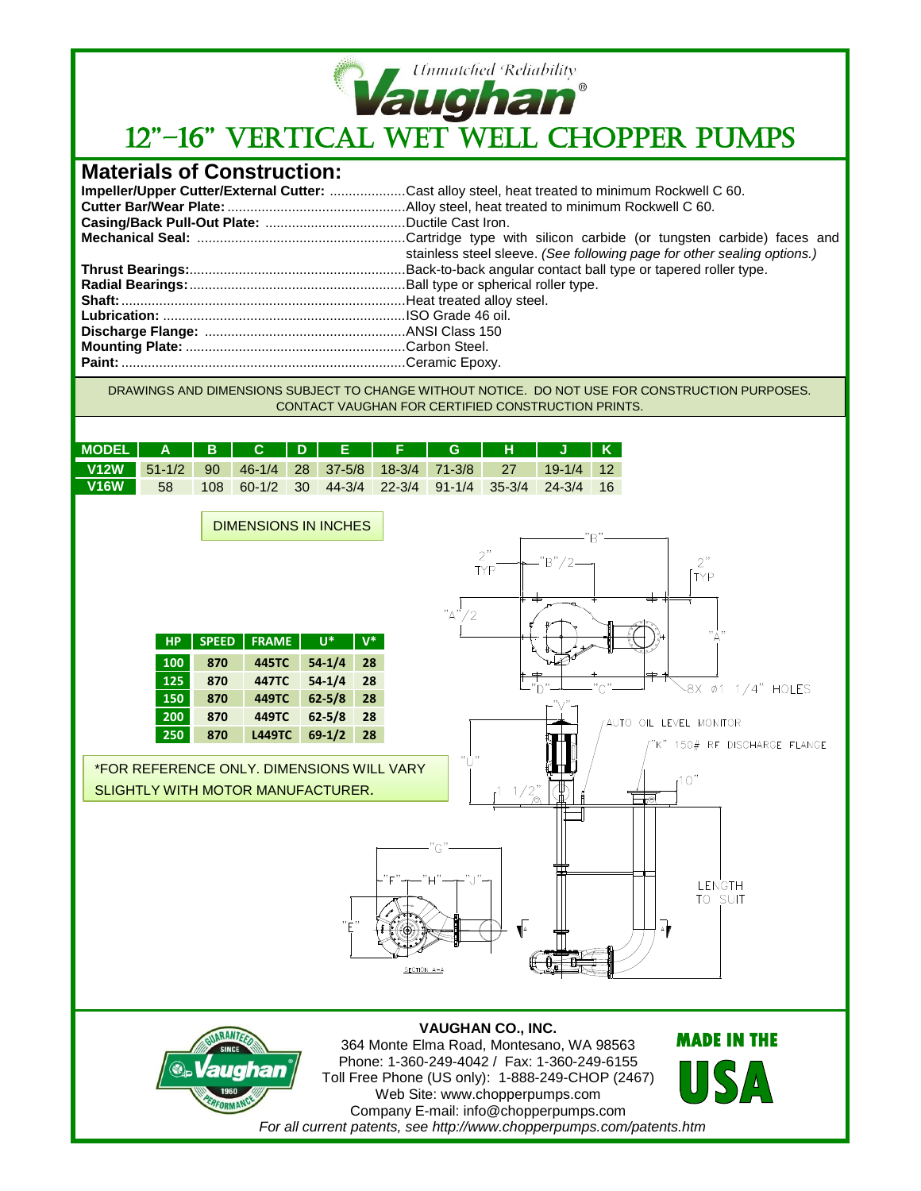Unmatched Reliability

Vaughan®

# 12"-16" VERTICAL WET WELL CHOPPER PUMPS

## Materials of Construction:

**Impeller/Upper Cutter/External Cutter:** ....................Cast alloy steel, heat treated to minimum Rockwell C 60.
**Cutter Bar/Wear Plate:**...............................................Alloy steel, heat treated to minimum Rockwell C 60.
**Casing/Back Pull-Out Plate:** .....................................Ductile Cast Iron.
**Mechanical Seal:** .......................................................Cartridge type with silicon carbide (or tungsten carbide) faces and stainless steel sleeve. *(See following page for other sealing options.)*
**Thrust Bearings:**.........................................................Back-to-back angular contact ball type or tapered roller type.
**Radial Bearings:**.........................................................Ball type or spherical roller type.
**Shaft:**..........................................................................Heat treated alloy steel.
**Lubrication:** ................................................................ISO Grade 46 oil.
**Discharge Flange:** .....................................................ANSI Class 150
**Mounting Plate:** ..........................................................Carbon Steel.
**Paint:**..........................................................................Ceramic Epoxy.

DRAWINGS AND DIMENSIONS SUBJECT TO CHANGE WITHOUT NOTICE. DO NOT USE FOR CONSTRUCTION PURPOSES. CONTACT VAUGHAN FOR CERTIFIED CONSTRUCTION PRINTS.

| MODEL | A | B | C | D | E | F | G | H | J | K |
|---|---|---|---|---|---|---|---|---|---|---|
| V12W | 51-1/2 | 90 | 46-1/4 | 28 | 37-5/8 | 18-3/4 | 71-3/8 | 27 | 19-1/4 | 12 |
| V16W | 58 | 108 | 60-1/2 | 30 | 44-3/4 | 22-3/4 | 91-1/4 | 35-3/4 | 24-3/4 | 16 |

DIMENSIONS IN INCHES

| HP | SPEED | FRAME | U* | V* |
|---|---|---|---|---|
| 100 | 870 | 445TC | 54-1/4 | 28 |
| 125 | 870 | 447TC | 54-1/4 | 28 |
| 150 | 870 | 449TC | 62-5/8 | 28 |
| 200 | 870 | 449TC | 62-5/8 | 28 |
| 250 | 870 | L449TC | 69-1/2 | 28 |

*FOR REFERENCE ONLY. DIMENSIONS WILL VARY SLIGHTLY WITH MOTOR MANUFACTURER.

"B", "B"/2, 2" TYP, 2" TYP, "A"/2, "A", "D", "C", 8X ø1 1/4" HOLES, "V", AUTO OIL LEVEL MONITOR, "K" 150# RF DISCHARGE FLANGE, "U", 1 1/2", 10", "G", "F", "H", "J", "E", LENGTH TO SUIT, SECTION A-A

**VAUGHAN CO., INC.**
364 Monte Elma Road, Montesano, WA 98563
Phone: 1-360-249-4042 / Fax: 1-360-249-6155
Toll Free Phone (US only): 1-888-249-CHOP (2467)
Web Site: www.chopperpumps.com
Company E-mail: info@chopperpumps.com
*For all current patents, see http://www.chopperpumps.com/patents.htm*

GUARANTEED PERFORMANCE SINCE 1960 Vaughan®

MADE IN THE USA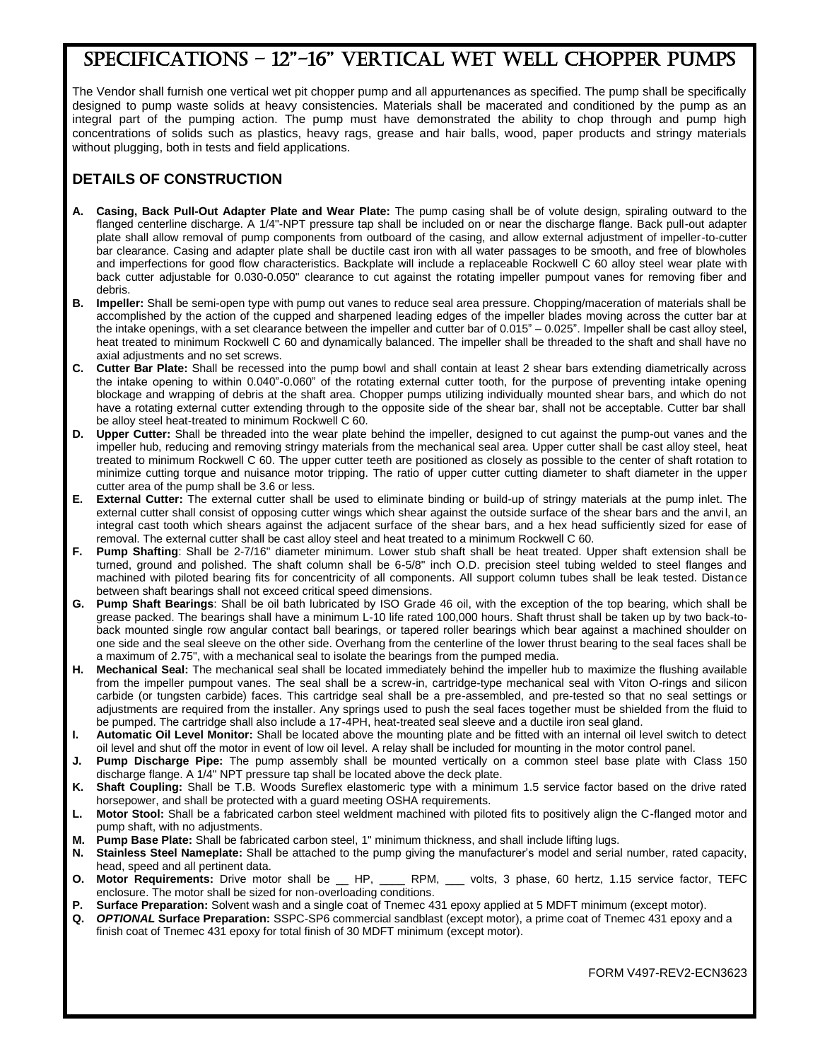# SPECIFICATIONS – 12"-16" VERTICAL WET WELL CHOPPER PUMPS

The Vendor shall furnish one vertical wet pit chopper pump and all appurtenances as specified. The pump shall be specifically designed to pump waste solids at heavy consistencies. Materials shall be macerated and conditioned by the pump as an integral part of the pumping action. The pump must have demonstrated the ability to chop through and pump high concentrations of solids such as plastics, heavy rags, grease and hair balls, wood, paper products and stringy materials without plugging, both in tests and field applications.

## DETAILS OF CONSTRUCTION

**A. Casing, Back Pull-Out Adapter Plate and Wear Plate:** The pump casing shall be of volute design, spiraling outward to the flanged centerline discharge. A 1/4"-NPT pressure tap shall be included on or near the discharge flange. Back pull-out adapter plate shall allow removal of pump components from outboard of the casing, and allow external adjustment of impeller-to-cutter bar clearance. Casing and adapter plate shall be ductile cast iron with all water passages to be smooth, and free of blowholes and imperfections for good flow characteristics. Backplate will include a replaceable Rockwell C 60 alloy steel wear plate with back cutter adjustable for 0.030-0.050" clearance to cut against the rotating impeller pumpout vanes for removing fiber and debris.

**B. Impeller:** Shall be semi-open type with pump out vanes to reduce seal area pressure. Chopping/maceration of materials shall be accomplished by the action of the cupped and sharpened leading edges of the impeller blades moving across the cutter bar at the intake openings, with a set clearance between the impeller and cutter bar of 0.015" – 0.025". Impeller shall be cast alloy steel, heat treated to minimum Rockwell C 60 and dynamically balanced. The impeller shall be threaded to the shaft and shall have no axial adjustments and no set screws.

**C. Cutter Bar Plate:** Shall be recessed into the pump bowl and shall contain at least 2 shear bars extending diametrically across the intake opening to within 0.040"-0.060" of the rotating external cutter tooth, for the purpose of preventing intake opening blockage and wrapping of debris at the shaft area. Chopper pumps utilizing individually mounted shear bars, and which do not have a rotating external cutter extending through to the opposite side of the shear bar, shall not be acceptable. Cutter bar shall be alloy steel heat-treated to minimum Rockwell C 60.

**D. Upper Cutter:** Shall be threaded into the wear plate behind the impeller, designed to cut against the pump-out vanes and the impeller hub, reducing and removing stringy materials from the mechanical seal area. Upper cutter shall be cast alloy steel, heat treated to minimum Rockwell C 60. The upper cutter teeth are positioned as closely as possible to the center of shaft rotation to minimize cutting torque and nuisance motor tripping. The ratio of upper cutter cutting diameter to shaft diameter in the upper cutter area of the pump shall be 3.6 or less.

**E. External Cutter:** The external cutter shall be used to eliminate binding or build-up of stringy materials at the pump inlet. The external cutter shall consist of opposing cutter wings which shear against the outside surface of the shear bars and the anvil, an integral cast tooth which shears against the adjacent surface of the shear bars, and a hex head sufficiently sized for ease of removal. The external cutter shall be cast alloy steel and heat treated to a minimum Rockwell C 60.

**F. Pump Shafting**: Shall be 2-7/16" diameter minimum. Lower stub shaft shall be heat treated. Upper shaft extension shall be turned, ground and polished. The shaft column shall be 6-5/8" inch O.D. precision steel tubing welded to steel flanges and machined with piloted bearing fits for concentricity of all components. All support column tubes shall be leak tested. Distance between shaft bearings shall not exceed critical speed dimensions.

**G. Pump Shaft Bearings**: Shall be oil bath lubricated by ISO Grade 46 oil, with the exception of the top bearing, which shall be grease packed. The bearings shall have a minimum L-10 life rated 100,000 hours. Shaft thrust shall be taken up by two back-to-back mounted single row angular contact ball bearings, or tapered roller bearings which bear against a machined shoulder on one side and the seal sleeve on the other side. Overhang from the centerline of the lower thrust bearing to the seal faces shall be a maximum of 2.75", with a mechanical seal to isolate the bearings from the pumped media.

**H. Mechanical Seal:** The mechanical seal shall be located immediately behind the impeller hub to maximize the flushing available from the impeller pumpout vanes. The seal shall be a screw-in, cartridge-type mechanical seal with Viton O-rings and silicon carbide (or tungsten carbide) faces. This cartridge seal shall be a pre-assembled, and pre-tested so that no seal settings or adjustments are required from the installer. Any springs used to push the seal faces together must be shielded from the fluid to be pumped. The cartridge shall also include a 17-4PH, heat-treated seal sleeve and a ductile iron seal gland.

**I. Automatic Oil Level Monitor:** Shall be located above the mounting plate and be fitted with an internal oil level switch to detect oil level and shut off the motor in event of low oil level. A relay shall be included for mounting in the motor control panel.

**J. Pump Discharge Pipe:** The pump assembly shall be mounted vertically on a common steel base plate with Class 150 discharge flange. A 1/4" NPT pressure tap shall be located above the deck plate.

**K. Shaft Coupling:** Shall be T.B. Woods Sureflex elastomeric type with a minimum 1.5 service factor based on the drive rated horsepower, and shall be protected with a guard meeting OSHA requirements.

**L. Motor Stool:** Shall be a fabricated carbon steel weldment machined with piloted fits to positively align the C-flanged motor and pump shaft, with no adjustments.

**M. Pump Base Plate:** Shall be fabricated carbon steel, 1" minimum thickness, and shall include lifting lugs.

**N. Stainless Steel Nameplate:** Shall be attached to the pump giving the manufacturer's model and serial number, rated capacity, head, speed and all pertinent data.

**O. Motor Requirements:** Drive motor shall be __ HP, ____ RPM, ___ volts, 3 phase, 60 hertz, 1.15 service factor, TEFC enclosure. The motor shall be sized for non-overloading conditions.

**P. Surface Preparation:** Solvent wash and a single coat of Tnemec 431 epoxy applied at 5 MDFT minimum (except motor).

**Q.** ***OPTIONAL*** **Surface Preparation:** SSPC-SP6 commercial sandblast (except motor), a prime coat of Tnemec 431 epoxy and a finish coat of Tnemec 431 epoxy for total finish of 30 MDFT minimum (except motor).

FORM V497-REV2-ECN3623